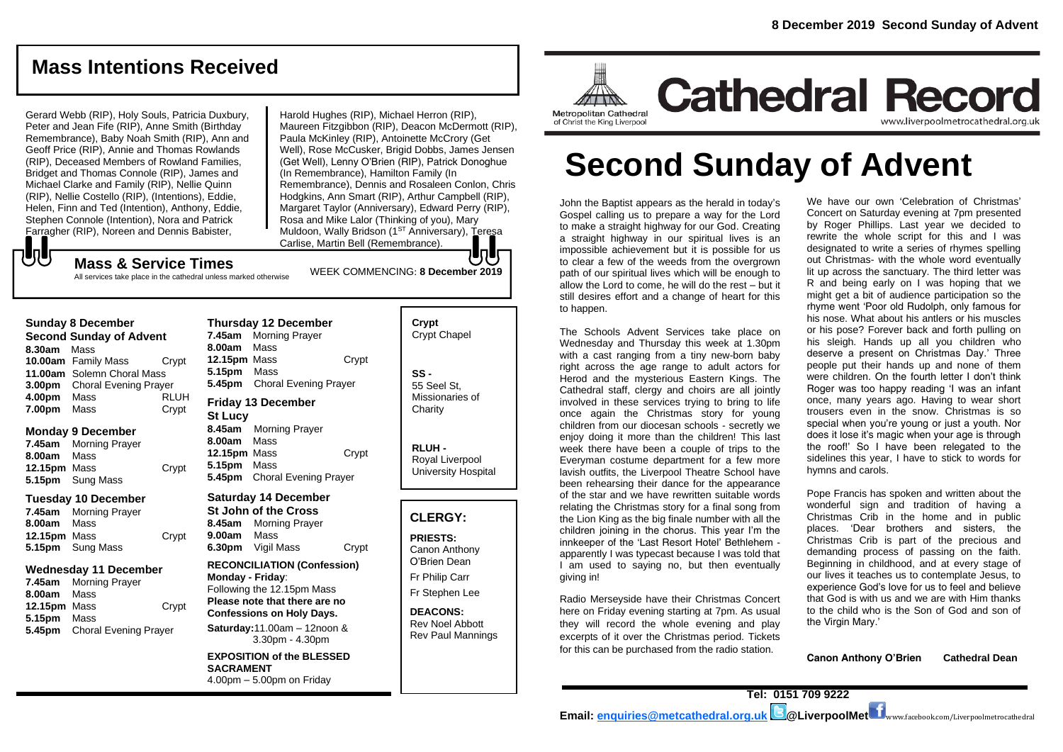8 December 2019 Second Sunday of Advent

## Mass Intentions Received

Gerard Webb (RIP), Holy Souls, Patricia Duxbury, Peter and Jean Fife (RIP), Anne Smith (Birthday Remembrance), Baby Noah Smith (RIP), Ann and Geoff Price (RIP), Annie and Thomas Rowlands (RIP), Deceased Members of Rowland Families, Bridget and Thomas Connole (RIP), James and Michael Clarke and Family (RIP), Nellie Quinn (RIP), Nellie Costello (RIP), (Intentions), Eddie, Helen, Finn and Ted (Intention), Anthony, Eddie, Stephen Connole (Intention), Nora and Patrick Farragher (RIP), Noreen and Dennis Babister, Harold Hughes (RIP), Michael Herron (RIP), Maureen Fitzgibbon (RIP), Deacon McDermott (RIP), Paula McKinley (RIP), Antoinette McCrory (Get Well), Rose McCusker, Brigid Dobbs, James Jensen (Get Well), Lenny O'Brien (RIP), Patrick Donoghue (In Remembrance), Hamilton Family (In Remembrance), Dennis and Rosaleen Conlon, Chris Hodgkins, Ann Smart (RIP), Arthur Campbell (RIP), Margaret Taylor (Anniversary), Edward Perry (RIP), Rosa and Mike Lalor (Thinking of you), Mary Muldoon, Wally Bridson (1ST Anniversary), Teresa Carlise, Martin Bell (Remembrance).

## Mass & Service Times

All services take place in the cathedral unless marked otherwise

WEEK COMMENCING: **8 December 2019**

### Sunday 8 December
**Second Sunday of Advent**

| | | |
|---|---|---|
| **8.30am** | Mass | |
| **10.00am** | Family Mass | Crypt |
| **11.00am** | Solemn Choral Mass | |
| **3.00pm** | Choral Evening Prayer | |
| **4.00pm** | Mass | RLUH |
| **7.00pm** | Mass | Crypt |

### Monday 9 December

| | | |
|---|---|---|
| **7.45am** | Morning Prayer | |
| **8.00am** | Mass | |
| **12.15pm** | Mass | Crypt |
| **5.15pm** | Sung Mass | |

### Tuesday 10 December

| | | |
|---|---|---|
| **7.45am** | Morning Prayer | |
| **8.00am** | Mass | |
| **12.15pm** | Mass | Crypt |
| **5.15pm** | Sung Mass | |

### Wednesday 11 December

| | | |
|---|---|---|
| **7.45am** | Morning Prayer | |
| **8.00am** | Mass | |
| **12.15pm** | Mass | Crypt |
| **5.15pm** | Mass | |
| **5.45pm** | Choral Evening Prayer | |

### Thursday 12 December

| | | |
|---|---|---|
| **7.45am** | Morning Prayer | |
| **8.00am** | Mass | |
| **12.15pm** | Mass | Crypt |
| **5.15pm** | Mass | |
| **5.45pm** | Choral Evening Prayer | |

### Friday 13 December
**St Lucy**

| | | |
|---|---|---|
| **8.45am** | Morning Prayer | |
| **8.00am** | Mass | |
| **12.15pm** | Mass | Crypt |
| **5.15pm** | Mass | |
| **5.45pm** | Choral Evening Prayer | |

### Saturday 14 December
**St John of the Cross**

| | | |
|---|---|---|
| **8.45am** | Morning Prayer | |
| **9.00am** | Mass | |
| **6.30pm** | Vigil Mass | Crypt |

**RECONCILIATION (Confession)**
**Monday - Friday**:
Following the 12.15pm Mass
**Please note that there are no Confessions on Holy Days.**
**Saturday:** 11.00am – 12noon & 3.30pm - 4.30pm

**EXPOSITION of the BLESSED SACRAMENT**
4.00pm – 5.00pm on Friday

**Crypt** - Crypt Chapel

**SS** - 55 Seel St, Missionaries of Charity

**RLUH** - Royal Liverpool University Hospital

## CLERGY:

**PRIESTS:**
Canon Anthony O'Brien Dean
Fr Philip Carr
Fr Stephen Lee

**DEACONS:**
Rev Noel Abbott
Rev Paul Mannings

Metropolitan Cathedral of Christ the King Liverpool

# Cathedral Record

www.liverpoolmetrocathedral.org.uk

# Second Sunday of Advent

John the Baptist appears as the herald in today's Gospel calling us to prepare a way for the Lord to make a straight highway for our God. Creating a straight highway in our spiritual lives is an impossible achievement but it is possible for us to clear a few of the weeds from the overgrown path of our spiritual lives which will be enough to allow the Lord to come, he will do the rest – but it still desires effort and a change of heart for this to happen.

The Schools Advent Services take place on Wednesday and Thursday this week at 1.30pm with a cast ranging from a tiny new-born baby right across the age range to adult actors for Herod and the mysterious Eastern Kings. The Cathedral staff, clergy and choirs are all jointly involved in these services trying to bring to life once again the Christmas story for young children from our diocesan schools - secretly we enjoy doing it more than the children! This last week there have been a couple of trips to the Everyman costume department for a few more lavish outfits, the Liverpool Theatre School have been rehearsing their dance for the appearance of the star and we have rewritten suitable words relating the Christmas story for a final song from the Lion King as the big finale number with all the children joining in the chorus. This year I'm the innkeeper of the 'Last Resort Hotel' Bethlehem - apparently I was typecast because I was told that I am used to saying no, but then eventually giving in!

Radio Merseyside have their Christmas Concert here on Friday evening starting at 7pm. As usual they will record the whole evening and play excerpts of it over the Christmas period. Tickets for this can be purchased from the radio station.

We have our own 'Celebration of Christmas' Concert on Saturday evening at 7pm presented by Roger Phillips. Last year we decided to rewrite the whole script for this and I was designated to write a series of rhymes spelling out Christmas- with the whole word eventually lit up across the sanctuary. The third letter was R and being early on I was hoping that we might get a bit of audience participation so the rhyme went 'Poor old Rudolph, only famous for his nose. What about his antlers or his muscles or his pose? Forever back and forth pulling on his sleigh. Hands up all you children who deserve a present on Christmas Day.' Three people put their hands up and none of them were children. On the fourth letter I don't think Roger was too happy reading 'I was an infant once, many years ago. Having to wear short trousers even in the snow. Christmas is so special when you're young or just a youth. Nor does it lose it's magic when your age is through the roof!' So I have been relegated to the sidelines this year, I have to stick to words for hymns and carols.

Pope Francis has spoken and written about the wonderful sign and tradition of having a Christmas Crib in the home and in public places. 'Dear brothers and sisters, the Christmas Crib is part of the precious and demanding process of passing on the faith. Beginning in childhood, and at every stage of our lives it teaches us to contemplate Jesus, to experience God's love for us to feel and believe that God is with us and we are with Him thanks to the child who is the Son of God and son of the Virgin Mary.'

**Canon Anthony O'Brien Cathedral Dean**

**Tel: 0151 709 9222**

**Email: enquiries@metcathedral.org.uk @LiverpoolMet** www.facebook.com/Liverpoolmetrocathedral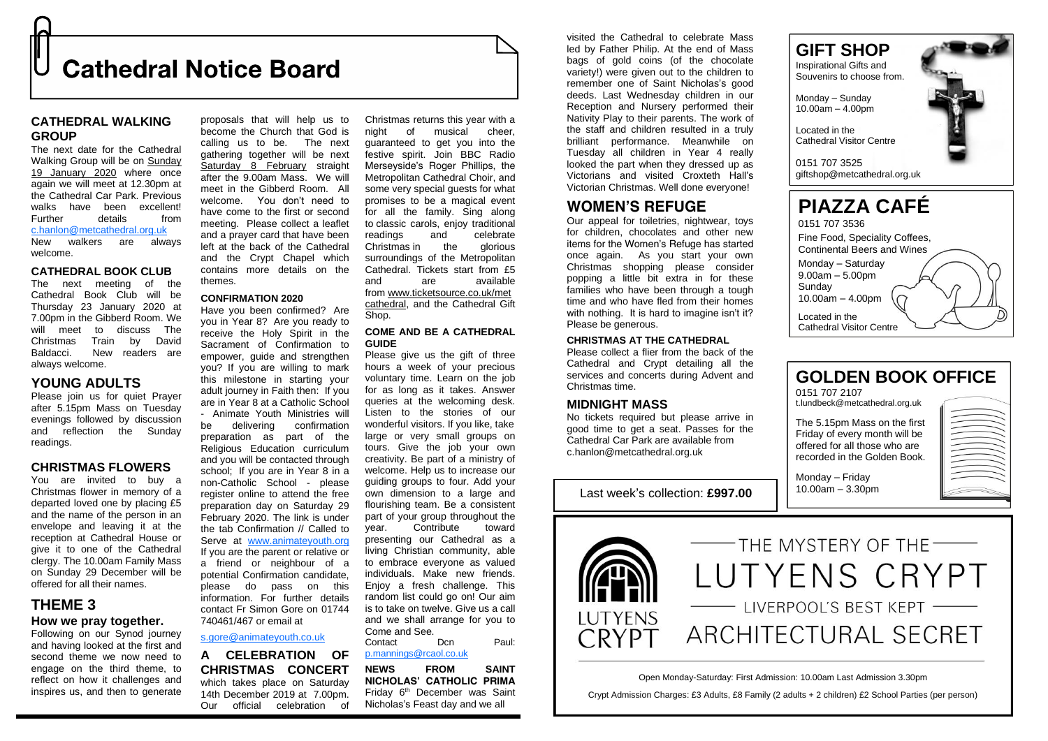# Cathedral Notice Board

### CATHEDRAL WALKING GROUP

The next date for the Cathedral Walking Group will be on Sunday 19 January 2020 where once again we will meet at 12.30pm at the Cathedral Car Park. Previous walks have been excellent! Further details from c.hanlon@metcathedral.org.uk New walkers are always welcome.

### CATHEDRAL BOOK CLUB

The next meeting of the Cathedral Book Club will be Thursday 23 January 2020 at 7.00pm in the Gibberd Room. We will meet to discuss The Christmas Train by David Baldacci. New readers are always welcome.

## YOUNG ADULTS

Please join us for quiet Prayer after 5.15pm Mass on Tuesday evenings followed by discussion and reflection the Sunday readings.

## CHRISTMAS FLOWERS

You are invited to buy a Christmas flower in memory of a departed loved one by placing £5 and the name of the person in an envelope and leaving it at the reception at Cathedral House or give it to one of the Cathedral clergy. The 10.00am Family Mass on Sunday 29 December will be offered for all their names.

## THEME 3

### How we pray together.

Following on our Synod journey and having looked at the first and second theme we now need to engage on the third theme, to reflect on how it challenges and inspires us, and then to generate proposals that will help us to become the Church that God is calling us to be. The next gathering together will be next Saturday 8 February straight after the 9.00am Mass. We will meet in the Gibberd Room. All welcome. You don't need to have come to the first or second meeting. Please collect a leaflet and a prayer card that have been left at the back of the Cathedral and the Crypt Chapel which contains more details on the themes.

### CONFIRMATION 2020

Have you been confirmed? Are you in Year 8? Are you ready to receive the Holy Spirit in the Sacrament of Confirmation to empower, guide and strengthen you? If you are willing to mark this milestone in starting your adult journey in Faith then: If you are in Year 8 at a Catholic School - Animate Youth Ministries will be delivering confirmation preparation as part of the Religious Education curriculum and you will be contacted through school; If you are in Year 8 in a non-Catholic School - please register online to attend the free preparation day on Saturday 29 February 2020. The link is under the tab Confirmation // Called to Serve at www.animateyouth.org If you are the parent or relative or a friend or neighbour of a potential Confirmation candidate, please do pass on this information. For further details contact Fr Simon Gore on 01744 740461/467 or email at

s.gore@animateyouth.co.uk

### A CELEBRATION OF CHRISTMAS CONCERT

which takes place on Saturday 14th December 2019 at 7.00pm. Our official celebration of Christmas returns this year with a night of musical cheer, guaranteed to get you into the festive spirit. Join BBC Radio Merseyside's Roger Phillips, the Metropolitan Cathedral Choir, and some very special guests for what promises to be a magical event for all the family. Sing along to classic carols, enjoy traditional readings and celebrate Christmas in the glorious surroundings of the Metropolitan Cathedral. Tickets start from £5 and are available from www.ticketsource.co.uk/met cathedral, and the Cathedral Gift Shop.

### COME AND BE A CATHEDRAL GUIDE

Please give us the gift of three hours a week of your precious voluntary time. Learn on the job for as long as it takes. Answer queries at the welcoming desk. Listen to the stories of our wonderful visitors. If you like, take large or very small groups on tours. Give the job your own creativity. Be part of a ministry of welcome. Help us to increase our guiding groups to four. Add your own dimension to a large and flourishing team. Be a consistent part of your group throughout the year. Contribute toward presenting our Cathedral as a living Christian community, able to embrace everyone as valued individuals. Make new friends. Enjoy a fresh challenge. This random list could go on! Our aim is to take on twelve. Give us a call and we shall arrange for you to Come and See.

Contact Dcn Paul: p.mannings@rcaol.co.uk

### NEWS FROM SAINT NICHOLAS' CATHOLIC PRIMA

Friday 6th December was Saint Nicholas's Feast day and we all visited the Cathedral to celebrate Mass led by Father Philip. At the end of Mass bags of gold coins (of the chocolate variety!) were given out to the children to remember one of Saint Nicholas's good deeds. Last Wednesday children in our Reception and Nursery performed their Nativity Play to their parents. The work of the staff and children resulted in a truly brilliant performance. Meanwhile on Tuesday all children in Year 4 really looked the part when they dressed up as Victorians and visited Croxteth Hall's Victorian Christmas. Well done everyone!

## WOMEN'S REFUGE

Our appeal for toiletries, nightwear, toys for children, chocolates and other new items for the Women's Refuge has started once again. As you start your own Christmas shopping please consider popping a little bit extra in for these families who have been through a tough time and who have fled from their homes with nothing. It is hard to imagine isn't it? Please be generous.

### CHRISTMAS AT THE CATHEDRAL

Please collect a flier from the back of the Cathedral and Crypt detailing all the services and concerts during Advent and Christmas time.

### MIDNIGHT MASS

No tickets required but please arrive in good time to get a seat. Passes for the Cathedral Car Park are available from c.hanlon@metcathedral.org.uk

Last week's collection: **£997.00**

## GIFT SHOP

Inspirational Gifts and Souvenirs to choose from.

Monday – Sunday
10.00am – 4.00pm

Located in the Cathedral Visitor Centre

0151 707 3525
giftshop@metcathedral.org.uk

## PIAZZA CAFÉ

0151 707 3536

Fine Food, Speciality Coffees, Continental Beers and Wines

Monday – Saturday
9.00am – 5.00pm
Sunday
10.00am – 4.00pm

Located in the Cathedral Visitor Centre

## GOLDEN BOOK OFFICE

0151 707 2107
t.lundbeck@metcathedral.org.uk

The 5.15pm Mass on the first Friday of every month will be offered for all those who are recorded in the Golden Book.

Monday – Friday
10.00am – 3.30pm

LUTYENS CRYPT

THE MYSTERY OF THE LUTYENS CRYPT – LIVERPOOL'S BEST KEPT – ARCHITECTURAL SECRET

Open Monday-Saturday: First Admission: 10.00am Last Admission 3.30pm

Crypt Admission Charges: £3 Adults, £8 Family (2 adults + 2 children) £2 School Parties (per person)